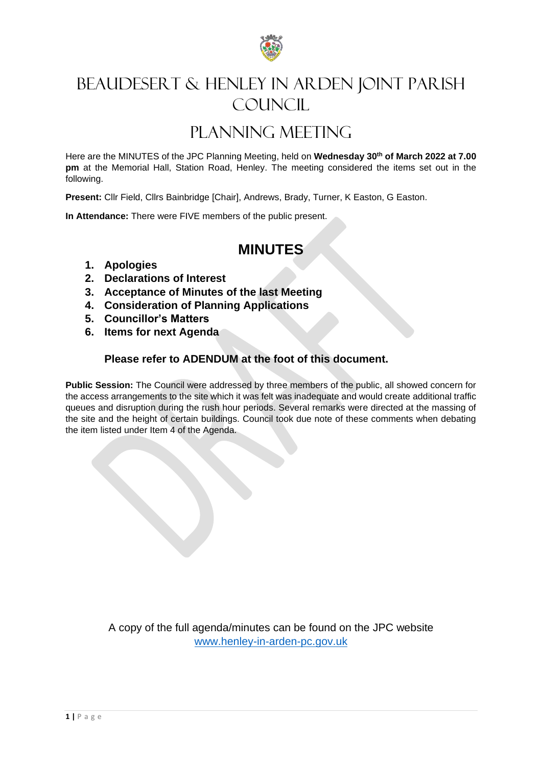# Beaudesert & Henley in Arden Joint Parish Council

## Planning Meeting

Here are the MINUTES of the JPC Planning Meeting, held on **Wednesday 30th of March 2022 at 7.00 pm** at the Memorial Hall, Station Road, Henley. The meeting considered the items set out in the following.

**Present:** Cllr Field, Cllrs Bainbridge [Chair], Andrews, Brady, Turner, K Easton, G Easton.

**In Attendance:** There were FIVE members of the public present.

## MINUTES

1. **Apologies**
2. **Declarations of Interest**
3. **Acceptance of Minutes of the last Meeting**
4. **Consideration of Planning Applications**
5. **Councillor's Matters**
6. **Items for next Agenda**

**Please refer to ADENDUM at the foot of this document.**

**Public Session:** The Council were addressed by three members of the public, all showed concern for the access arrangements to the site which it was felt was inadequate and would create additional traffic queues and disruption during the rush hour periods. Several remarks were directed at the massing of the site and the height of certain buildings. Council took due note of these comments when debating the item listed under Item 4 of the Agenda.

A copy of the full agenda/minutes can be found on the JPC website
www.henley-in-arden-pc.gov.uk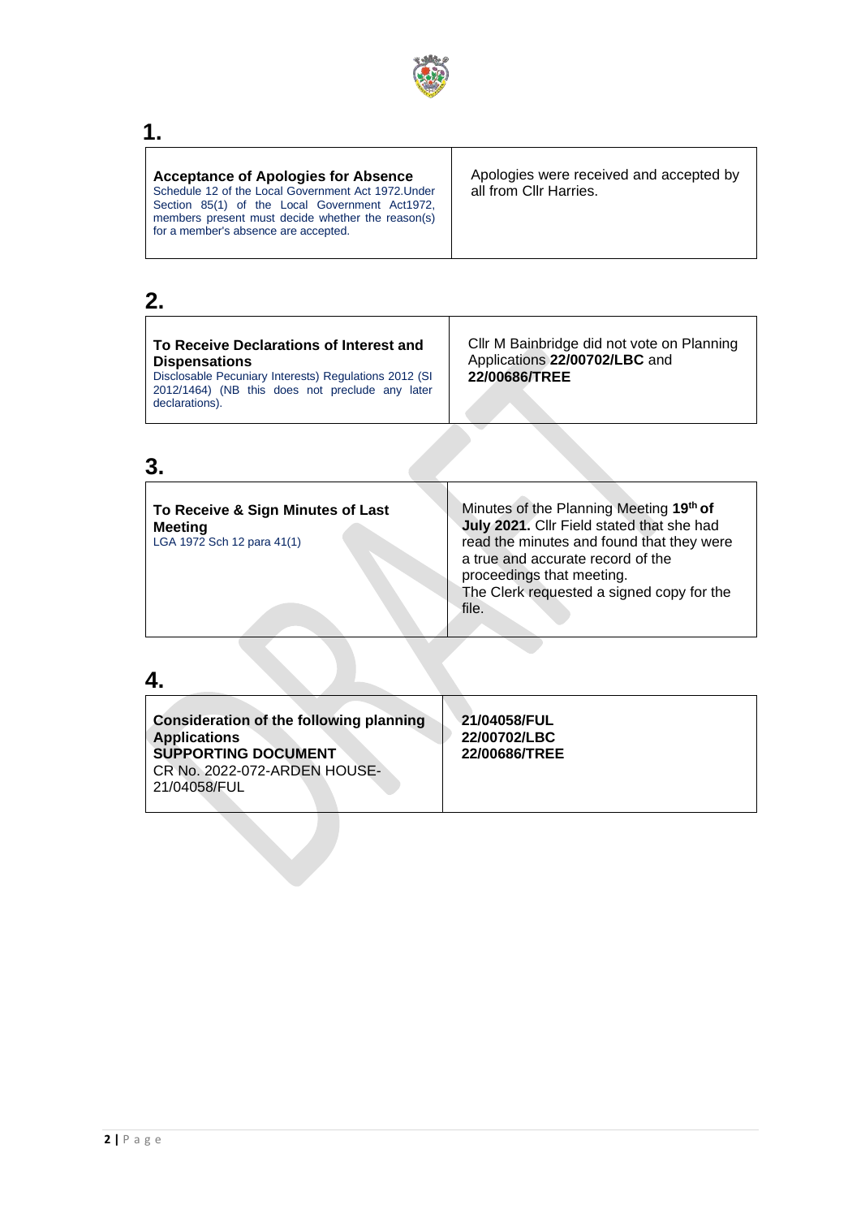## 1.

| Acceptance of Apologies for Absence | |
|---|---|
| **Acceptance of Apologies for Absence**<br>Schedule 12 of the Local Government Act 1972.Under Section 85(1) of the Local Government Act1972, members present must decide whether the reason(s) for a member's absence are accepted. | Apologies were received and accepted by all from Cllr Harries. |

## 2.

| To Receive Declarations of Interest and Dispensations | |
|---|---|
| **To Receive Declarations of Interest and Dispensations**<br>Disclosable Pecuniary Interests) Regulations 2012 (SI 2012/1464) (NB this does not preclude any later declarations). | Cllr M Bainbridge did not vote on Planning Applications **22/00702/LBC** and **22/00686/TREE** |

## 3.

| To Receive & Sign Minutes of Last Meeting | |
|---|---|
| **To Receive & Sign Minutes of Last Meeting**<br>LGA 1972 Sch 12 para 41(1) | Minutes of the Planning Meeting **19th of July 2021.** Cllr Field stated that she had read the minutes and found that they were a true and accurate record of the proceedings that meeting.<br>The Clerk requested a signed copy for the file. |

## 4.

| Consideration of the following planning Applications | |
|---|---|
| **Consideration of the following planning Applications**<br>**SUPPORTING DOCUMENT**<br>CR No. 2022-072-ARDEN HOUSE-21/04058/FUL | **21/04058/FUL**<br>**22/00702/LBC**<br>**22/00686/TREE** |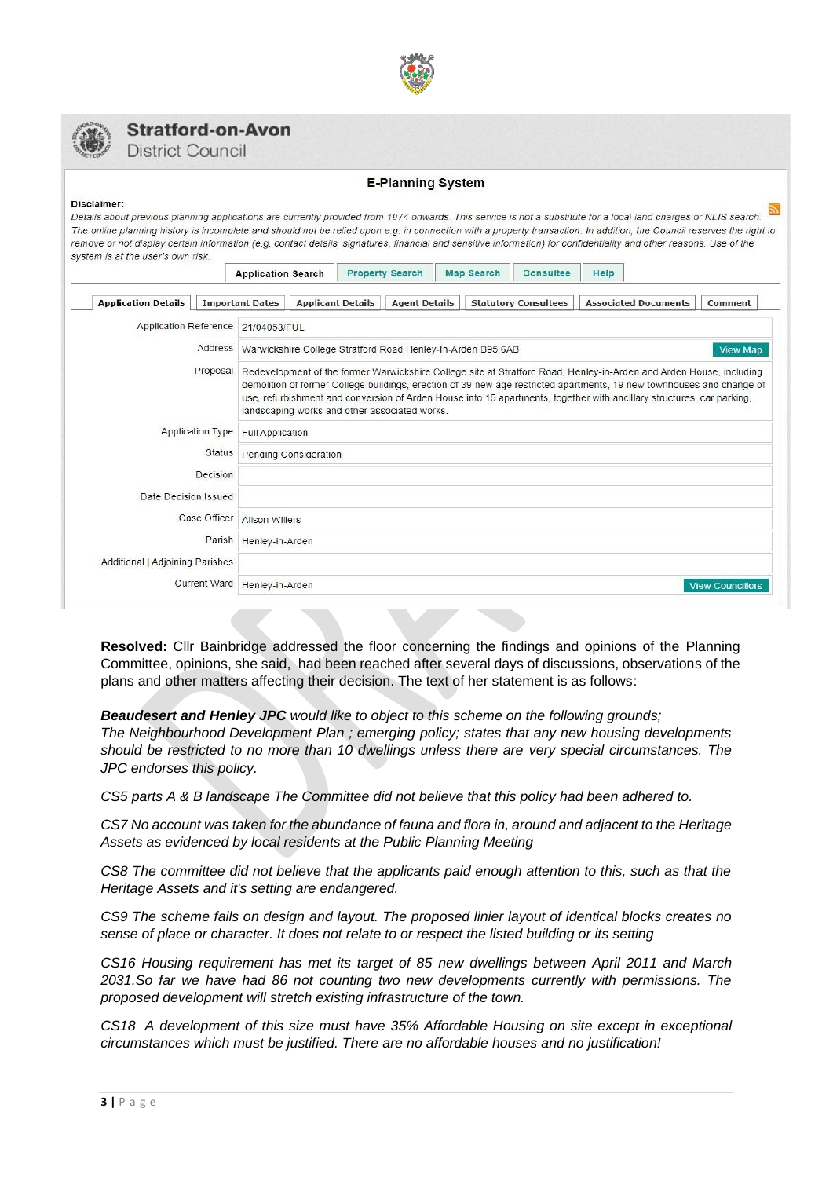**Stratford-on-Avon**
District Council

**E-Planning System**

**Disclaimer:**
*Details about previous planning applications are currently provided from 1974 onwards. This service is not a substitute for a local land charges or NLIS search. The online planning history is incomplete and should not be relied upon e.g. in connection with a property transaction. In addition, the Council reserves the right to remove or not display certain information (e.g. contact details, signatures, financial and sensitive information) for confidentiality and other reasons. Use of the system is at the user's own risk.*

Application Search | Property Search | Map Search | Consultee | Help

Application Details | Important Dates | Applicant Details | Agent Details | Statutory Consultees | Associated Documents | Comment

| | |
|---|---|
| Application Reference | 21/04058/FUL |
| Address | Warwickshire College Stratford Road Henley-In-Arden B95 6AB |
| Proposal | Redevelopment of the former Warwickshire College site at Stratford Road, Henley-in-Arden and Arden House, including demolition of former College buildings, erection of 39 new age restricted apartments, 19 new townhouses and change of use, refurbishment and conversion of Arden House into 15 apartments, together with ancillary structures, car parking, landscaping works and other associated works. |
| Application Type | Full Application |
| Status | Pending Consideration |
| Decision | |
| Date Decision Issued | |
| Case Officer | Alison Willers |
| Parish | Henley-in-Arden |
| Additional \| Adjoining Parishes | |
| Current Ward | Henley-in-Arden |

**Resolved:** Cllr Bainbridge addressed the floor concerning the findings and opinions of the Planning Committee, opinions, she said, had been reached after several days of discussions, observations of the plans and other matters affecting their decision. The text of her statement is as follows:

***Beaudesert and Henley JPC*** *would like to object to this scheme on the following grounds;*
*The Neighbourhood Development Plan ; emerging policy; states that any new housing developments should be restricted to no more than 10 dwellings unless there are very special circumstances. The JPC endorses this policy.*

*CS5 parts A & B landscape The Committee did not believe that this policy had been adhered to.*

*CS7 No account was taken for the abundance of fauna and flora in, around and adjacent to the Heritage Assets as evidenced by local residents at the Public Planning Meeting*

*CS8 The committee did not believe that the applicants paid enough attention to this, such as that the Heritage Assets and it's setting are endangered.*

*CS9 The scheme fails on design and layout. The proposed linier layout of identical blocks creates no sense of place or character. It does not relate to or respect the listed building or its setting*

*CS16 Housing requirement has met its target of 85 new dwellings between April 2011 and March 2031.So far we have had 86 not counting two new developments currently with permissions. The proposed development will stretch existing infrastructure of the town.*

*CS18 A development of this size must have 35% Affordable Housing on site except in exceptional circumstances which must be justified. There are no affordable houses and no justification!*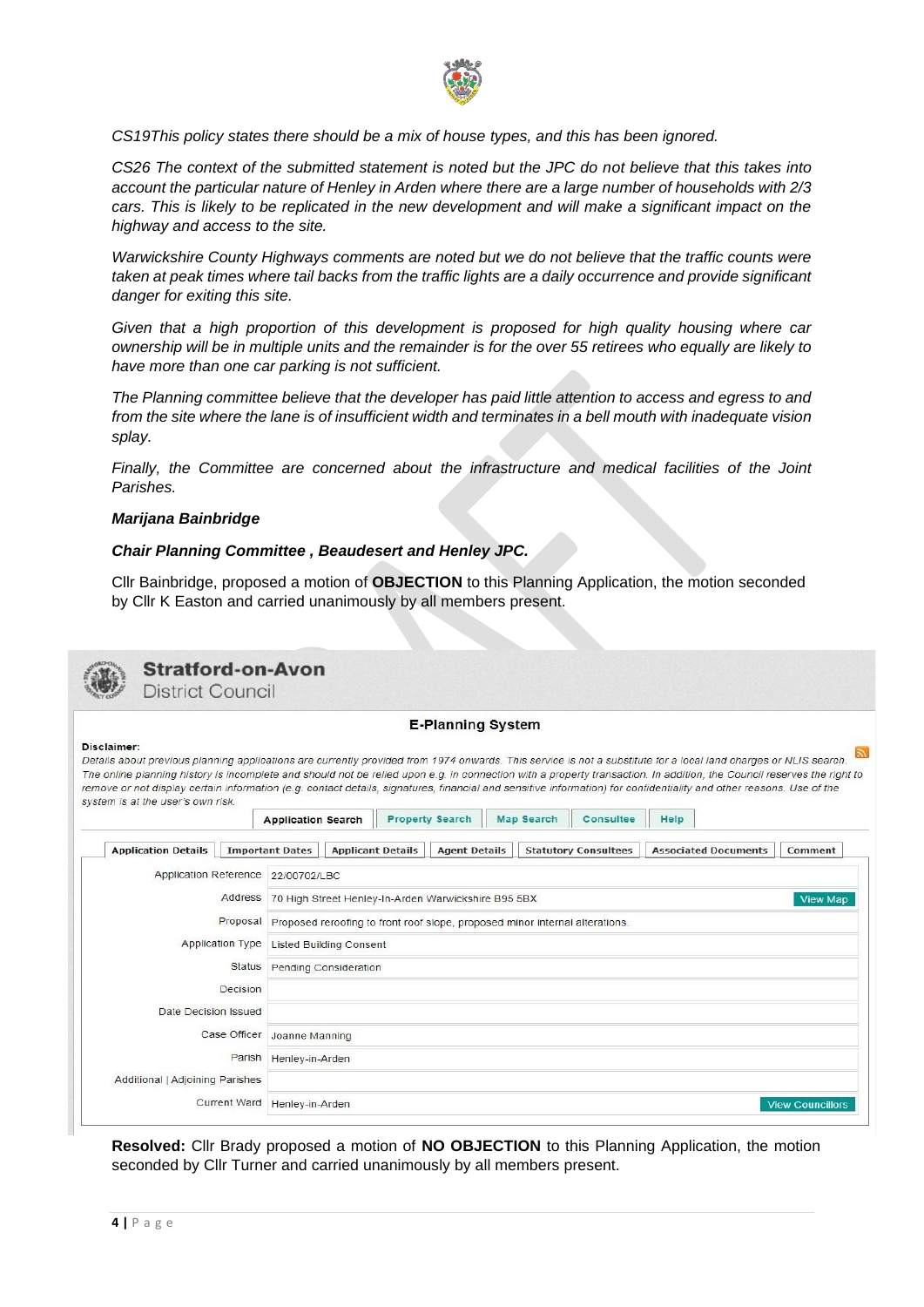*CS19This policy states there should be a mix of house types, and this has been ignored.*

*CS26 The context of the submitted statement is noted but the JPC do not believe that this takes into account the particular nature of Henley in Arden where there are a large number of households with 2/3 cars. This is likely to be replicated in the new development and will make a significant impact on the highway and access to the site.*

*Warwickshire County Highways comments are noted but we do not believe that the traffic counts were taken at peak times where tail backs from the traffic lights are a daily occurrence and provide significant danger for exiting this site.*

*Given that a high proportion of this development is proposed for high quality housing where car ownership will be in multiple units and the remainder is for the over 55 retirees who equally are likely to have more than one car parking is not sufficient.*

*The Planning committee believe that the developer has paid little attention to access and egress to and from the site where the lane is of insufficient width and terminates in a bell mouth with inadequate vision splay.*

*Finally, the Committee are concerned about the infrastructure and medical facilities of the Joint Parishes.*

***Marijana Bainbridge***

***Chair Planning Committee , Beaudesert and Henley JPC.***

Cllr Bainbridge, proposed a motion of **OBJECTION** to this Planning Application, the motion seconded by Cllr K Easton and carried unanimously by all members present.

**Stratford-on-Avon**
District Council

**E-Planning System**

**Disclaimer:**
*Details about previous planning applications are currently provided from 1974 onwards. This service is not a substitute for a local land charges or NLIS search. The online planning history is incomplete and should not be relied upon e.g. in connection with a property transaction. In addition, the Council reserves the right to remove or not display certain information (e.g. contact details, signatures, financial and sensitive information) for confidentiality and other reasons. Use of the system is at the user's own risk.*

Application Search | Property Search | Map Search | Consultee | Help

Application Details | Important Dates | Applicant Details | Agent Details | Statutory Consultees | Associated Documents | Comment

| | |
|---|---|
| Application Reference | 22/00702/LBC |
| Address | 70 High Street Henley-In-Arden Warwickshire B95 5BX |
| Proposal | Proposed reroofing to front roof slope, proposed minor internal alterations |
| Application Type | Listed Building Consent |
| Status | Pending Consideration |
| Decision | |
| Date Decision Issued | |
| Case Officer | Joanne Manning |
| Parish | Henley-in-Arden |
| Additional \| Adjoining Parishes | |
| Current Ward | Henley-in-Arden |

**Resolved:** Cllr Brady proposed a motion of **NO OBJECTION** to this Planning Application, the motion seconded by Cllr Turner and carried unanimously by all members present.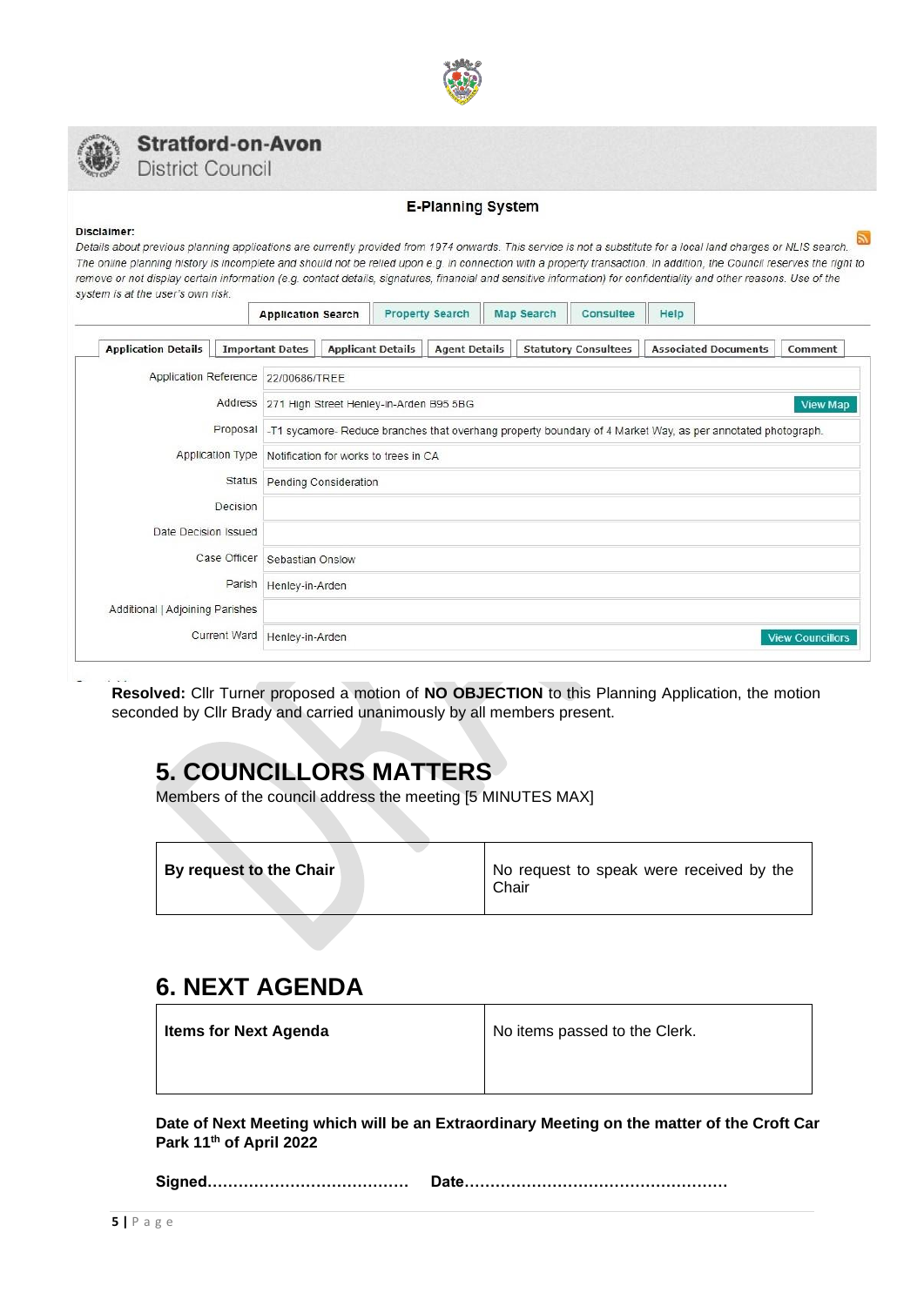**Stratford-on-Avon**
District Council

**E-Planning System**

**Disclaimer:**
*Details about previous planning applications are currently provided from 1974 onwards. This service is not a substitute for a local land charges or NLIS search. The online planning history is incomplete and should not be relied upon e.g. in connection with a property transaction. In addition, the Council reserves the right to remove or not display certain information (e.g. contact details, signatures, financial and sensitive information) for confidentiality and other reasons. Use of the system is at the user's own risk.*

Application Search | Property Search | Map Search | Consultee | Help

Application Details | Important Dates | Applicant Details | Agent Details | Statutory Consultees | Associated Documents | Comment

| | |
|---|---|
| Application Reference | 22/00686/TREE |
| Address | 271 High Street Henley-in-Arden B95 5BG |
| Proposal | -T1 sycamore- Reduce branches that overhang property boundary of 4 Market Way, as per annotated photograph. |
| Application Type | Notification for works to trees in CA |
| Status | Pending Consideration |
| Decision | |
| Date Decision Issued | |
| Case Officer | Sebastian Onslow |
| Parish | Henley-in-Arden |
| Additional \| Adjoining Parishes | |
| Current Ward | Henley-in-Arden |

**Resolved:** Cllr Turner proposed a motion of **NO OBJECTION** to this Planning Application, the motion seconded by Cllr Brady and carried unanimously by all members present.

# 5. COUNCILLORS MATTERS

Members of the council address the meeting [5 MINUTES MAX]

| | |
|---|---|
| **By request to the Chair** | No request to speak were received by the Chair |

# 6. NEXT AGENDA

| | |
|---|---|
| **Items for Next Agenda** | No items passed to the Clerk. |

**Date of Next Meeting which will be an Extraordinary Meeting on the matter of the Croft Car Park 11th of April 2022**

**Signed………………………………… Date……………………………………………**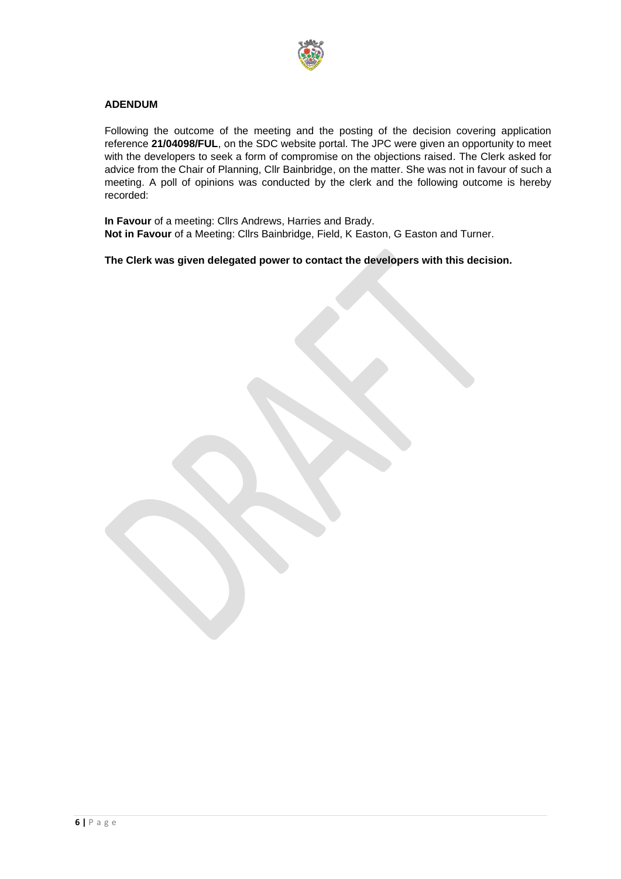**ADENDUM**

Following the outcome of the meeting and the posting of the decision covering application reference **21/04098/FUL**, on the SDC website portal. The JPC were given an opportunity to meet with the developers to seek a form of compromise on the objections raised. The Clerk asked for advice from the Chair of Planning, Cllr Bainbridge, on the matter. She was not in favour of such a meeting. A poll of opinions was conducted by the clerk and the following outcome is hereby recorded:

**In Favour** of a meeting: Cllrs Andrews, Harries and Brady.
**Not in Favour** of a Meeting: Cllrs Bainbridge, Field, K Easton, G Easton and Turner.

**The Clerk was given delegated power to contact the developers with this decision.**